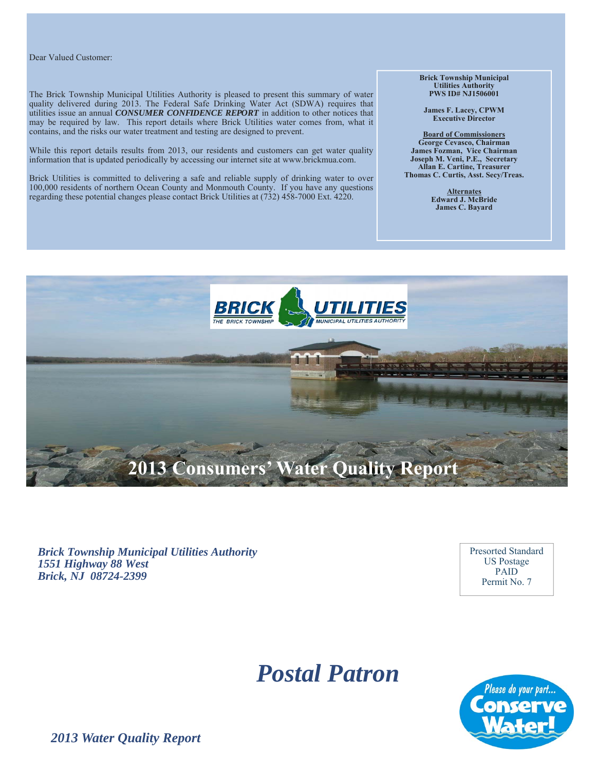Dear Valued Customer:

The Brick Township Municipal Utilities Authority is pleased to present this summary of water quality delivered during 2013. The Federal Safe Drinking Water Act (SDWA) requires that utilities issue an annual ***CONSUMER CONFIDENCE REPORT*** in addition to other notices that may be required by law. This report details where Brick Utilities water comes from, what it contains, and the risks our water treatment and testing are designed to prevent.

While this report details results from 2013, our residents and customers can get water quality information that is updated periodically by accessing our internet site at www.brickmua.com.

Brick Utilities is committed to delivering a safe and reliable supply of drinking water to over 100,000 residents of northern Ocean County and Monmouth County. If you have any questions regarding these potential changes please contact Brick Utilities at (732) 458-7000 Ext. 4220.

**Brick Township Municipal Utilities Authority**
**PWS ID# NJ1506001**

**James F. Lacey, CPWM**
**Executive Director**

**Board of Commissioners**
**George Cevasco, Chairman**
**James Fozman, Vice Chairman**
**Joseph M. Veni, P.E., Secretary**
**Allan E. Cartine, Treasurer**
**Thomas C. Curtis, Asst. Secy/Treas.**

**Alternates**
**Edward J. McBride**
**James C. Bayard**

BRICK UTILITIES
THE BRICK TOWNSHIP MUNICIPAL UTILITIES AUTHORITY

# 2013 Consumers' Water Quality Report

***Brick Township Municipal Utilities Authority***
***1551 Highway 88 West***
***Brick, NJ 08724-2399***

Presorted Standard
US Postage
PAID
Permit No. 7

## *Postal Patron*

Please do your part... Conserve Water!

***2013 Water Quality Report***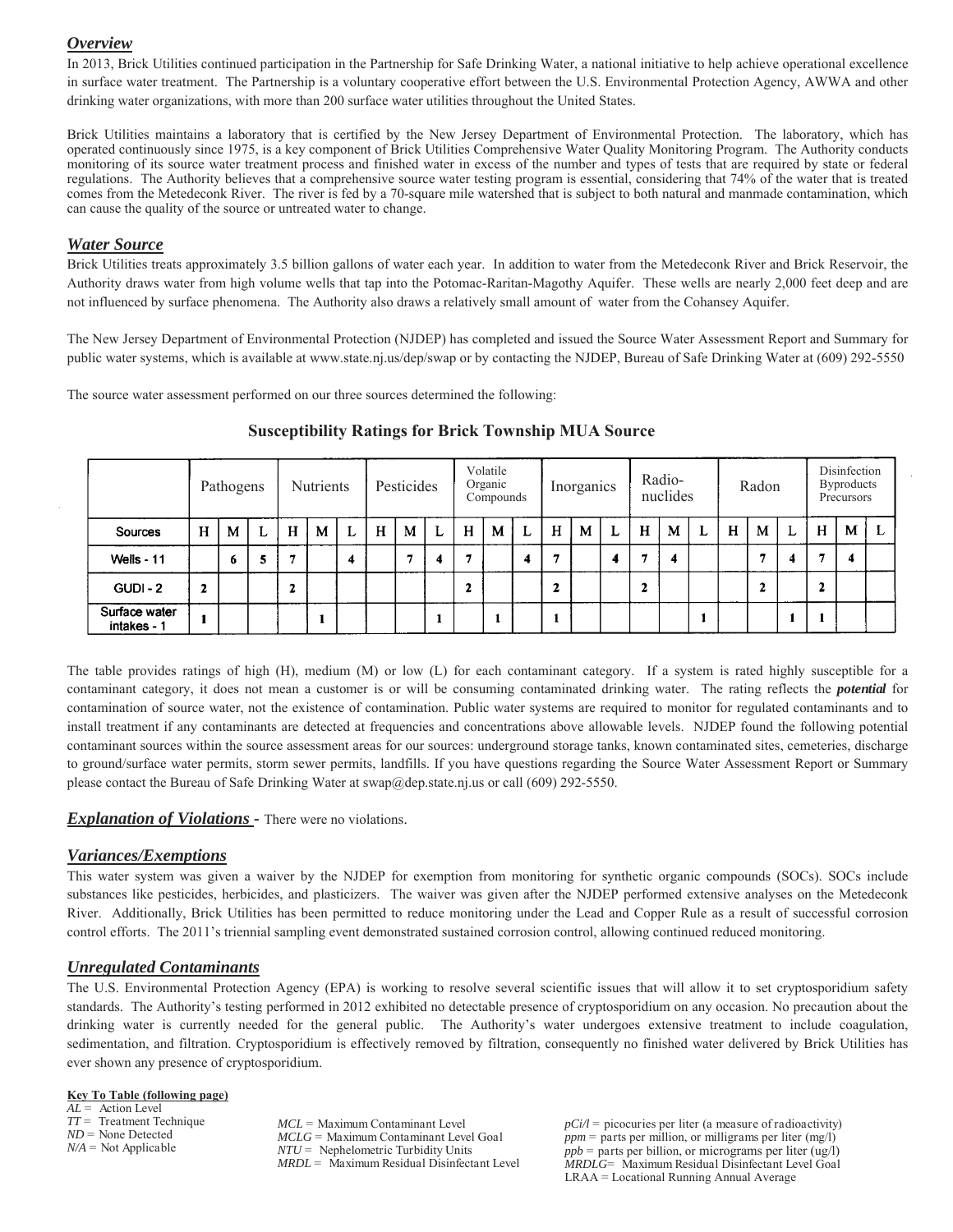## *Overview*

In 2013, Brick Utilities continued participation in the Partnership for Safe Drinking Water, a national initiative to help achieve operational excellence in surface water treatment. The Partnership is a voluntary cooperative effort between the U.S. Environmental Protection Agency, AWWA and other drinking water organizations, with more than 200 surface water utilities throughout the United States.

Brick Utilities maintains a laboratory that is certified by the New Jersey Department of Environmental Protection. The laboratory, which has operated continuously since 1975, is a key component of Brick Utilities Comprehensive Water Quality Monitoring Program. The Authority conducts monitoring of its source water treatment process and finished water in excess of the number and types of tests that are required by state or federal regulations. The Authority believes that a comprehensive source water testing program is essential, considering that 74% of the water that is treated comes from the Metedeconk River. The river is fed by a 70-square mile watershed that is subject to both natural and manmade contamination, which can cause the quality of the source or untreated water to change.

## *Water Source*

Brick Utilities treats approximately 3.5 billion gallons of water each year. In addition to water from the Metedeconk River and Brick Reservoir, the Authority draws water from high volume wells that tap into the Potomac-Raritan-Magothy Aquifer. These wells are nearly 2,000 feet deep and are not influenced by surface phenomena. The Authority also draws a relatively small amount of water from the Cohansey Aquifer.

The New Jersey Department of Environmental Protection (NJDEP) has completed and issued the Source Water Assessment Report and Summary for public water systems, which is available at www.state.nj.us/dep/swap or by contacting the NJDEP, Bureau of Safe Drinking Water at (609) 292-5550

The source water assessment performed on our three sources determined the following:

**Susceptibility Ratings for Brick Township MUA Source**

| | Pathogens | | | Nutrients | | | Pesticides | | | Volatile Organic Compounds | | | Inorganics | | | Radio-nuclides | | | Radon | | | Disinfection Byproducts Precursors | | |
|---|---|---|---|---|---|---|---|---|---|---|---|---|---|---|---|---|---|---|---|---|---|---|---|---|
| **Sources** | H | M | L | H | M | L | H | M | L | H | M | L | H | M | L | H | M | L | H | M | L | H | M | L |
| **Wells - 11** | | 6 | 5 | 7 | | 4 | | 7 | 4 | 7 | | 4 | 7 | | 4 | 7 | 4 | | | 7 | 4 | 7 | 4 | |
| **GUDI - 2** | 2 | | | 2 | | | | | | 2 | | | 2 | | | 2 | | | | 2 | | 2 | | |
| **Surface water intakes - 1** | 1 | | | | 1 | | | | 1 | | 1 | | 1 | | | | | 1 | | | 1 | 1 | | |

The table provides ratings of high (H), medium (M) or low (L) for each contaminant category. If a system is rated highly susceptible for a contaminant category, it does not mean a customer is or will be consuming contaminated drinking water. The rating reflects the ***potential*** for contamination of source water, not the existence of contamination. Public water systems are required to monitor for regulated contaminants and to install treatment if any contaminants are detected at frequencies and concentrations above allowable levels. NJDEP found the following potential contaminant sources within the source assessment areas for our sources: underground storage tanks, known contaminated sites, cemeteries, discharge to ground/surface water permits, storm sewer permits, landfills. If you have questions regarding the Source Water Assessment Report or Summary please contact the Bureau of Safe Drinking Water at swap@dep.state.nj.us or call (609) 292-5550.

***Explanation of Violations -*** There were no violations.

## *Variances/Exemptions*

This water system was given a waiver by the NJDEP for exemption from monitoring for synthetic organic compounds (SOCs). SOCs include substances like pesticides, herbicides, and plasticizers. The waiver was given after the NJDEP performed extensive analyses on the Metedeconk River. Additionally, Brick Utilities has been permitted to reduce monitoring under the Lead and Copper Rule as a result of successful corrosion control efforts. The 2011's triennial sampling event demonstrated sustained corrosion control, allowing continued reduced monitoring.

## *Unregulated Contaminants*

The U.S. Environmental Protection Agency (EPA) is working to resolve several scientific issues that will allow it to set cryptosporidium safety standards. The Authority's testing performed in 2012 exhibited no detectable presence of cryptosporidium on any occasion. No precaution about the drinking water is currently needed for the general public. The Authority's water undergoes extensive treatment to include coagulation, sedimentation, and filtration. Cryptosporidium is effectively removed by filtration, consequently no finished water delivered by Brick Utilities has ever shown any presence of cryptosporidium.

**Key To Table (following page)**

*AL* = Action Level
*TT* = Treatment Technique
*ND* = None Detected
*N/A* = Not Applicable

*MCL* = Maximum Contaminant Level
*MCLG* = Maximum Contaminant Level Goal
*NTU* = Nephelometric Turbidity Units
*MRDL* = Maximum Residual Disinfectant Level

*pCi/l* = picocuries per liter (a measure of radioactivity)
*ppm* = parts per million, or milligrams per liter (mg/l)
*ppb* = parts per billion, or micrograms per liter (ug/l)
*MRDLG*= Maximum Residual Disinfectant Level Goal
LRAA = Locational Running Annual Average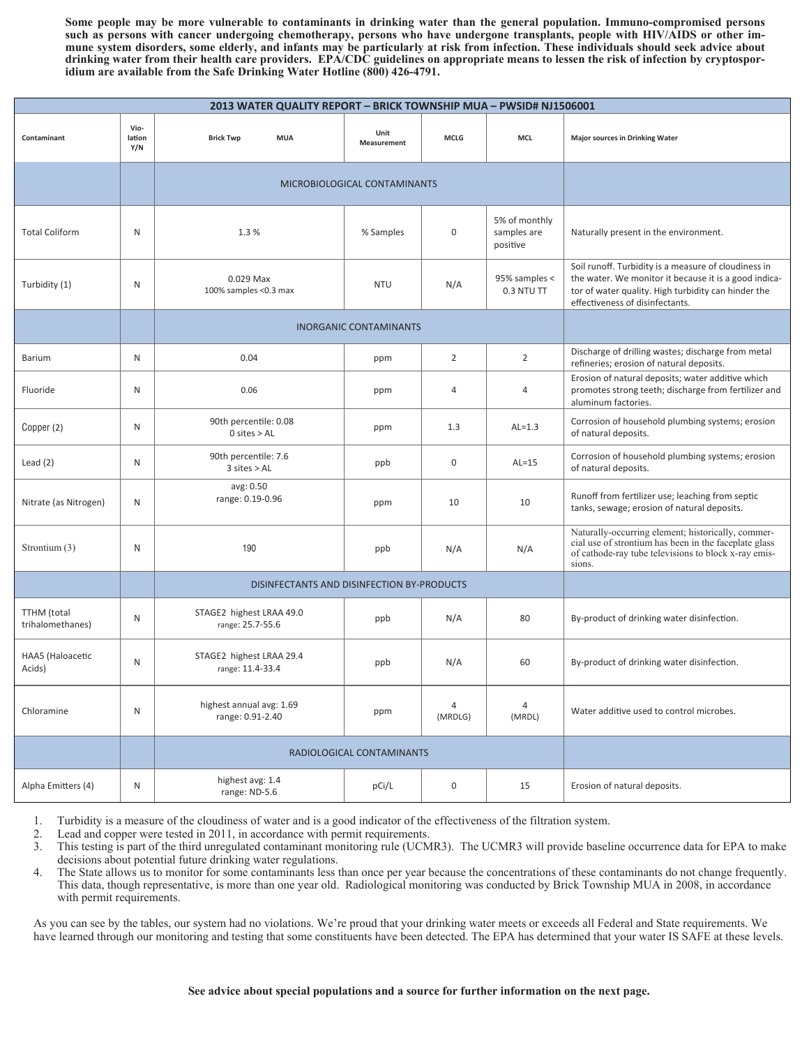**Some people may be more vulnerable to contaminants in drinking water than the general population. Immuno-compromised persons such as persons with cancer undergoing chemotherapy, persons who have undergone transplants, people with HIV/AIDS or other immune system disorders, some elderly, and infants may be particularly at risk from infection. These individuals should seek advice about drinking water from their health care providers. EPA/CDC guidelines on appropriate means to lessen the risk of infection by cryptosporidium are available from the Safe Drinking Water Hotline (800) 426-4791.**

| 2013 WATER QUALITY REPORT – BRICK TOWNSHIP MUA – PWSID# NJ1506001 | | | | | | |
|---|---|---|---|---|---|---|
| Contaminant | Violation Y/N | Brick Twp MUA | Unit Measurement | MCLG | MCL | Major sources in Drinking Water |
| | | MICROBIOLOGICAL CONTAMINANTS | | | | |
| Total Coliform | N | 1.3 % | % Samples | 0 | 5% of monthly samples are positive | Naturally present in the environment. |
| Turbidity (1) | N | 0.029 Max<br>100% samples <0.3 max | NTU | N/A | 95% samples < 0.3 NTU TT | Soil runoff. Turbidity is a measure of cloudiness in the water. We monitor it because it is a good indicator of water quality. High turbidity can hinder the effectiveness of disinfectants. |
| | | INORGANIC CONTAMINANTS | | | | |
| Barium | N | 0.04 | ppm | 2 | 2 | Discharge of drilling wastes; discharge from metal refineries; erosion of natural deposits. |
| Fluoride | N | 0.06 | ppm | 4 | 4 | Erosion of natural deposits; water additive which promotes strong teeth; discharge from fertilizer and aluminum factories. |
| Copper (2) | N | 90th percentile: 0.08<br>0 sites > AL | ppm | 1.3 | AL=1.3 | Corrosion of household plumbing systems; erosion of natural deposits. |
| Lead (2) | N | 90th percentile: 7.6<br>3 sites > AL | ppb | 0 | AL=15 | Corrosion of household plumbing systems; erosion of natural deposits. |
| Nitrate (as Nitrogen) | N | avg: 0.50<br>range: 0.19-0.96 | ppm | 10 | 10 | Runoff from fertilizer use; leaching from septic tanks, sewage; erosion of natural deposits. |
| Strontium (3) | N | 190 | ppb | N/A | N/A | Naturally-occurring element; historically, commercial use of strontium has been in the faceplate glass of cathode-ray tube televisions to block x-ray emissions. |
| | | DISINFECTANTS AND DISINFECTION BY-PRODUCTS | | | | |
| TTHM (total trihalomethanes) | N | STAGE2 highest LRAA 49.0<br>range: 25.7-55.6 | ppb | N/A | 80 | By-product of drinking water disinfection. |
| HAA5 (Haloacetic Acids) | N | STAGE2 highest LRAA 29.4<br>range: 11.4-33.4 | ppb | N/A | 60 | By-product of drinking water disinfection. |
| Chloramine | N | highest annual avg: 1.69<br>range: 0.91-2.40 | ppm | 4 (MRDLG) | 4 (MRDL) | Water additive used to control microbes. |
| | | RADIOLOGICAL CONTAMINANTS | | | | |
| Alpha Emitters (4) | N | highest avg: 1.4<br>range: ND-5.6 | pCi/L | 0 | 15 | Erosion of natural deposits. |

1. Turbidity is a measure of the cloudiness of water and is a good indicator of the effectiveness of the filtration system.
2. Lead and copper were tested in 2011, in accordance with permit requirements.
3. This testing is part of the third unregulated contaminant monitoring rule (UCMR3). The UCMR3 will provide baseline occurrence data for EPA to make decisions about potential future drinking water regulations.
4. The State allows us to monitor for some contaminants less than once per year because the concentrations of these contaminants do not change frequently. This data, though representative, is more than one year old. Radiological monitoring was conducted by Brick Township MUA in 2008, in accordance with permit requirements.

As you can see by the tables, our system had no violations. We're proud that your drinking water meets or exceeds all Federal and State requirements. We have learned through our monitoring and testing that some constituents have been detected. The EPA has determined that your water IS SAFE at these levels.

**See advice about special populations and a source for further information on the next page.**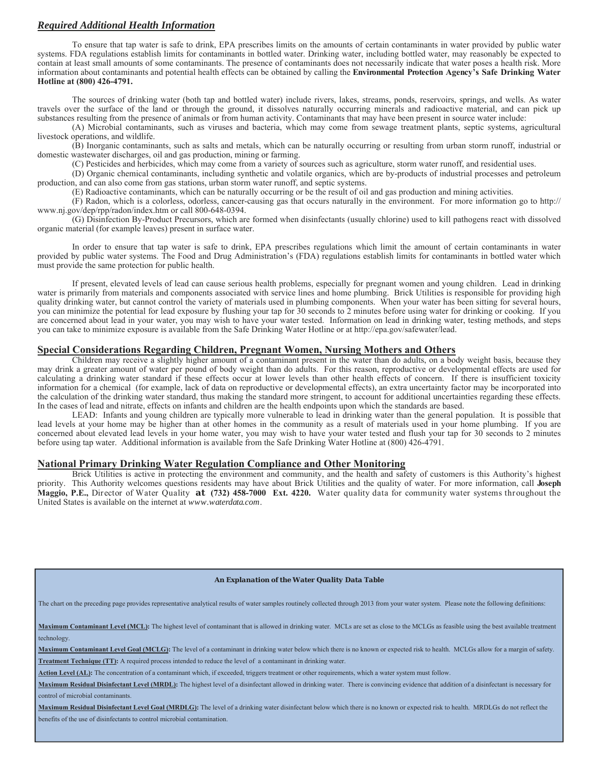## *Required Additional Health Information*

To ensure that tap water is safe to drink, EPA prescribes limits on the amounts of certain contaminants in water provided by public water systems. FDA regulations establish limits for contaminants in bottled water. Drinking water, including bottled water, may reasonably be expected to contain at least small amounts of some contaminants. The presence of contaminants does not necessarily indicate that water poses a health risk. More information about contaminants and potential health effects can be obtained by calling the **Environmental Protection Agency's Safe Drinking Water Hotline at (800) 426-4791.**

The sources of drinking water (both tap and bottled water) include rivers, lakes, streams, ponds, reservoirs, springs, and wells. As water travels over the surface of the land or through the ground, it dissolves naturally occurring minerals and radioactive material, and can pick up substances resulting from the presence of animals or from human activity. Contaminants that may have been present in source water include:

(A) Microbial contaminants, such as viruses and bacteria, which may come from sewage treatment plants, septic systems, agricultural livestock operations, and wildlife.

(B) Inorganic contaminants, such as salts and metals, which can be naturally occurring or resulting from urban storm runoff, industrial or domestic wastewater discharges, oil and gas production, mining or farming.

(C) Pesticides and herbicides, which may come from a variety of sources such as agriculture, storm water runoff, and residential uses.

(D) Organic chemical contaminants, including synthetic and volatile organics, which are by-products of industrial processes and petroleum production, and can also come from gas stations, urban storm water runoff, and septic systems.

(E) Radioactive contaminants, which can be naturally occurring or be the result of oil and gas production and mining activities.

(F) Radon, which is a colorless, odorless, cancer-causing gas that occurs naturally in the environment. For more information go to http://www.nj.gov/dep/rpp/radon/index.htm or call 800-648-0394.

(G) Disinfection By-Product Precursors, which are formed when disinfectants (usually chlorine) used to kill pathogens react with dissolved organic material (for example leaves) present in surface water.

In order to ensure that tap water is safe to drink, EPA prescribes regulations which limit the amount of certain contaminants in water provided by public water systems. The Food and Drug Administration's (FDA) regulations establish limits for contaminants in bottled water which must provide the same protection for public health.

If present, elevated levels of lead can cause serious health problems, especially for pregnant women and young children. Lead in drinking water is primarily from materials and components associated with service lines and home plumbing. Brick Utilities is responsible for providing high quality drinking water, but cannot control the variety of materials used in plumbing components. When your water has been sitting for several hours, you can minimize the potential for lead exposure by flushing your tap for 30 seconds to 2 minutes before using water for drinking or cooking. If you are concerned about lead in your water, you may wish to have your water tested. Information on lead in drinking water, testing methods, and steps you can take to minimize exposure is available from the Safe Drinking Water Hotline or at http://epa.gov/safewater/lead.

## Special Considerations Regarding Children, Pregnant Women, Nursing Mothers and Others

Children may receive a slightly higher amount of a contaminant present in the water than do adults, on a body weight basis, because they may drink a greater amount of water per pound of body weight than do adults. For this reason, reproductive or developmental effects are used for calculating a drinking water standard if these effects occur at lower levels than other health effects of concern. If there is insufficient toxicity information for a chemical (for example, lack of data on reproductive or developmental effects), an extra uncertainty factor may be incorporated into the calculation of the drinking water standard, thus making the standard more stringent, to account for additional uncertainties regarding these effects. In the cases of lead and nitrate, effects on infants and children are the health endpoints upon which the standards are based.

LEAD: Infants and young children are typically more vulnerable to lead in drinking water than the general population. It is possible that lead levels at your home may be higher than at other homes in the community as a result of materials used in your home plumbing. If you are concerned about elevated lead levels in your home water, you may wish to have your water tested and flush your tap for 30 seconds to 2 minutes before using tap water. Additional information is available from the Safe Drinking Water Hotline at (800) 426-4791.

## National Primary Drinking Water Regulation Compliance and Other Monitoring

Brick Utilities is active in protecting the environment and community, and the health and safety of customers is this Authority's highest priority. This Authority welcomes questions residents may have about Brick Utilities and the quality of water. For more information, call **Joseph Maggio, P.E.,** Director of Water Quality **at (732) 458-7000 Ext. 4220.** Water quality data for community water systems throughout the United States is available on the internet at *www.waterdata.com*.

**An Explanation of the Water Quality Data Table**

The chart on the preceding page provides representative analytical results of water samples routinely collected through 2013 from your water system. Please note the following definitions:

**Maximum Contaminant Level (MCL):** The highest level of contaminant that is allowed in drinking water. MCLs are set as close to the MCLGs as feasible using the best available treatment technology.

**Maximum Contaminant Level Goal (MCLG):** The level of a contaminant in drinking water below which there is no known or expected risk to health. MCLGs allow for a margin of safety.

**Treatment Technique (TT):** A required process intended to reduce the level of a contaminant in drinking water.

**Action Level (AL):** The concentration of a contaminant which, if exceeded, triggers treatment or other requirements, which a water system must follow.

**Maximum Residual Disinfectant Level (MRDL):** The highest level of a disinfectant allowed in drinking water. There is convincing evidence that addition of a disinfectant is necessary for control of microbial contaminants.

**Maximum Residual Disinfectant Level Goal (MRDLG):** The level of a drinking water disinfectant below which there is no known or expected risk to health. MRDLGs do not reflect the benefits of the use of disinfectants to control microbial contamination.